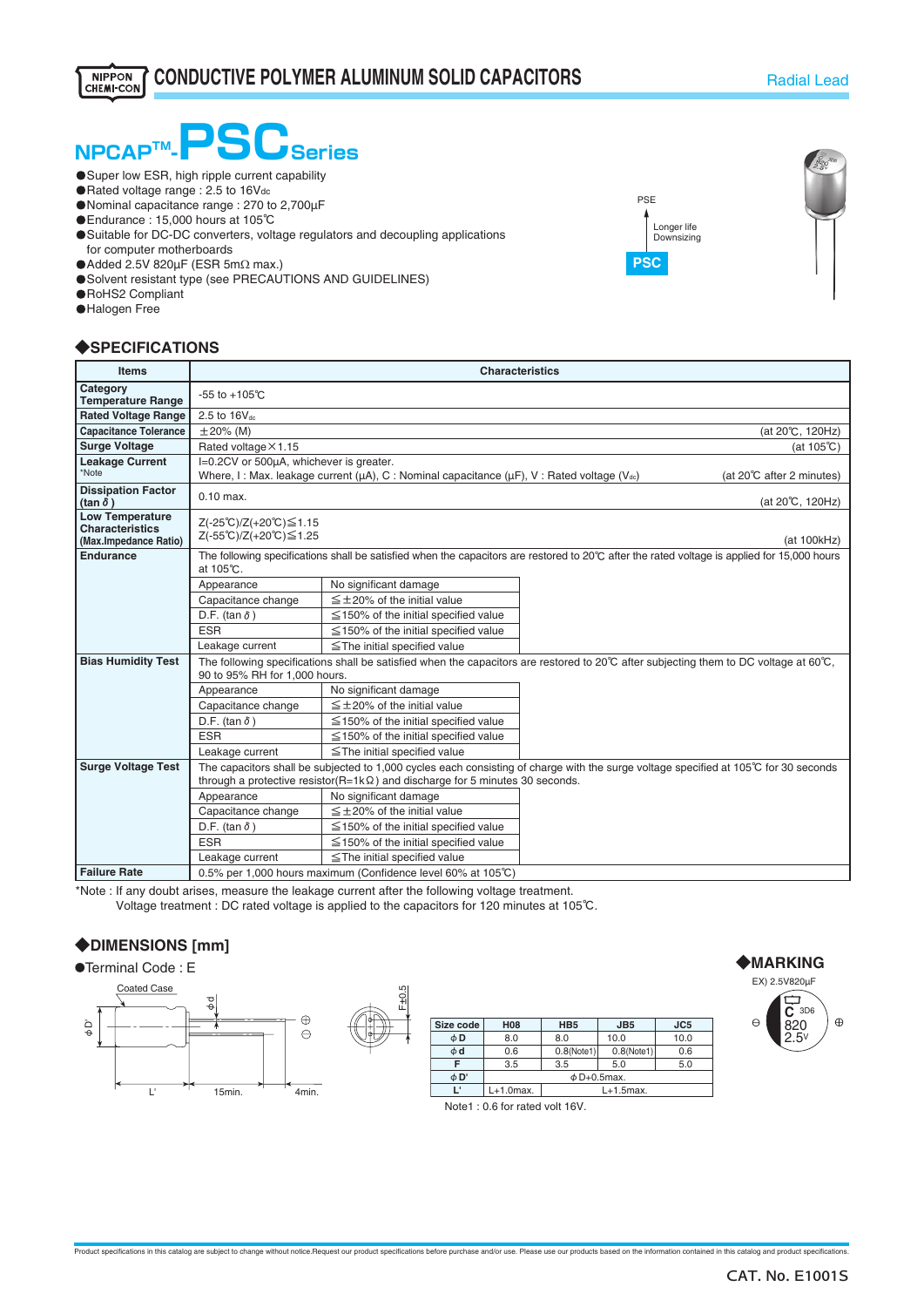# CONDUCTIVE POLYMER ALUMINUM SOLID CAPACITORS

Radial Lead

## NPCAP™-PSC Series

- Super low ESR, high ripple current capability
- Rated voltage range : 2.5 to 16Vdc
- Nominal capacitance range : 270 to 2,700µF
- Endurance : 15,000 hours at 105℃
- Suitable for DC-DC converters, voltage regulators and decoupling applications for computer motherboards
- Added 2.5V 820µF (ESR 5mΩ max.)
- Solvent resistant type (see PRECAUTIONS AND GUIDELINES)
- RoHS2 Compliant
- Halogen Free

PSE → Longer life, Downsizing → PSC

## ◆SPECIFICATIONS

| Items | Characteristics | | |
|---|---|---|---|
| Category Temperature Range | -55 to +105℃ | | |
| Rated Voltage Range | 2.5 to 16Vdc | | |
| Capacitance Tolerance | ±20% (M) | | (at 20℃, 120Hz) |
| Surge Voltage | Rated voltage×1.15 | | (at 105℃) |
| Leakage Current *Note | I=0.2CV or 500µA, whichever is greater. Where, I : Max. leakage current (µA), C : Nominal capacitance (µF), V : Rated voltage (Vdc) | | (at 20℃ after 2 minutes) |
| Dissipation Factor (tan δ) | 0.10 max. | | (at 20℃, 120Hz) |
| Low Temperature Characteristics (Max.Impedance Ratio) | Z(-25℃)/Z(+20℃)≦1.15 Z(-55℃)/Z(+20℃)≦1.25 | | (at 100kHz) |
| Endurance | The following specifications shall be satisfied when the capacitors are restored to 20℃ after the rated voltage is applied for 15,000 hours at 105℃. | | |
| | Appearance | No significant damage | |
| | Capacitance change | ≦±20% of the initial value | |
| | D.F. (tan δ) | ≦150% of the initial specified value | |
| | ESR | ≦150% of the initial specified value | |
| | Leakage current | ≦The initial specified value | |
| Bias Humidity Test | The following specifications shall be satisfied when the capacitors are restored to 20℃ after subjecting them to DC voltage at 60℃, 90 to 95% RH for 1,000 hours. | | |
| | Appearance | No significant damage | |
| | Capacitance change | ≦±20% of the initial value | |
| | D.F. (tan δ) | ≦150% of the initial specified value | |
| | ESR | ≦150% of the initial specified value | |
| | Leakage current | ≦The initial specified value | |
| Surge Voltage Test | The capacitors shall be subjected to 1,000 cycles each consisting of charge with the surge voltage specified at 105℃ for 30 seconds through a protective resistor(R=1kΩ) and discharge for 5 minutes 30 seconds. | | |
| | Appearance | No significant damage | |
| | Capacitance change | ≦±20% of the initial value | |
| | D.F. (tan δ) | ≦150% of the initial specified value | |
| | ESR | ≦150% of the initial specified value | |
| | Leakage current | ≦The initial specified value | |
| Failure Rate | 0.5% per 1,000 hours maximum (Confidence level 60% at 105℃) | | |

*Note : If any doubt arises, measure the leakage current after the following voltage treatment.
Voltage treatment : DC rated voltage is applied to the capacitors for 120 minutes at 105℃.

## ◆DIMENSIONS [mm]

●Terminal Code : E

Coated Case, φd, φD', L', 15min., 4min., F±0.5

| Size code | H08 | HB5 | JB5 | JC5 |
|---|---|---|---|---|
| φD | 8.0 | 8.0 | 10.0 | 10.0 |
| φd | 0.6 | 0.8(Note1) | 0.8(Note1) | 0.6 |
| F | 3.5 | 3.5 | 5.0 | 5.0 |
| φD' | φD+0.5max. | | | |
| L' | L+1.0max. | L+1.5max. | | |

Note1 : 0.6 for rated volt 16V.

## ◆MARKING

EX) 2.5V820µF

C 3D6
820
2.5V

Product specifications in this catalog are subject to change without notice.Request our product specifications before purchase and/or use. Please use our products based on the information contained in this catalog and product specifications.

CAT. No. E1001S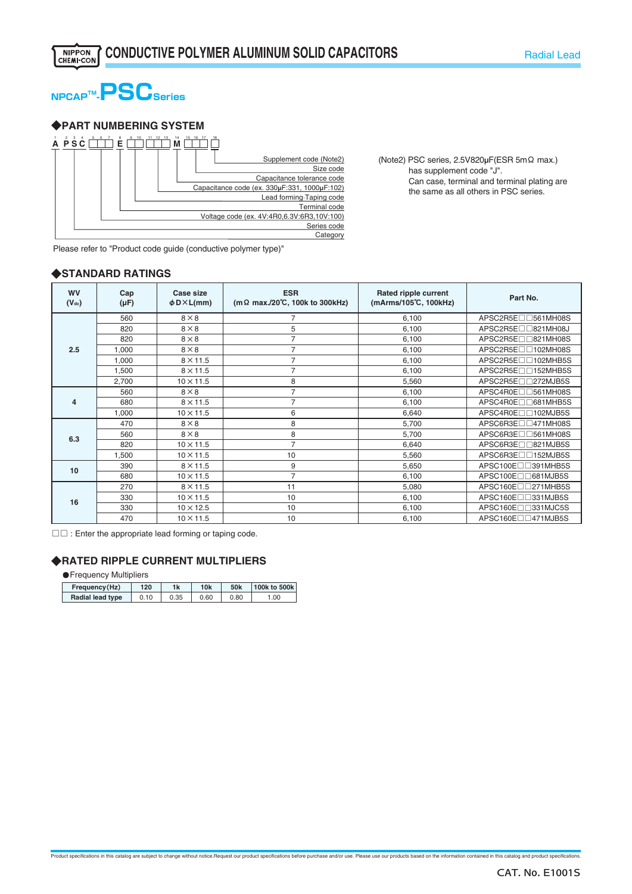# CONDUCTIVE POLYMER ALUMINUM SOLID CAPACITORS

Radial Lead

## NPCAP™-PSC Series

### ◆PART NUMBERING SYSTEM

A P S C □□□ E □□ □□□ M □□□ □

| Position | Description |
|---|---|
| 18 | Supplement code (Note2) |
| 15 16 17 | Size code |
| 14 | Capacitance tolerance code |
| 11 12 13 | Capacitance code (ex. 330μF:331, 1000μF:102) |
| 9 10 | Lead forming·Taping code |
| 8 | Terminal code |
| 5 6 7 | Voltage code (ex. 4V:4R0,6.3V:6R3,10V:100) |
| 2 3 4 | Series code |
| 1 | Category |

(Note2) PSC series, 2.5V820μF(ESR 5mΩ max.) has supplement code "J". Can case, terminal and terminal plating are the same as all others in PSC series.

Please refer to "Product code guide (conductive polymer type)"

### ◆STANDARD RATINGS

| WV ($V_{dc}$) | Cap (μF) | Case size ϕD×L(mm) | ESR (mΩ max./20℃, 100k to 300kHz) | Rated ripple current (mArms/105℃, 100kHz) | Part No. |
|---|---|---|---|---|---|
| 2.5 | 560 | 8×8 | 7 | 6,100 | APSC2R5E□□561MH08S |
| | 820 | 8×8 | 5 | 6,100 | APSC2R5E□□821MH08J |
| | 820 | 8×8 | 7 | 6,100 | APSC2R5E□□821MH08S |
| | 1,000 | 8×8 | 7 | 6,100 | APSC2R5E□□102MH08S |
| | 1,000 | 8×11.5 | 7 | 6,100 | APSC2R5E□□102MHB5S |
| | 1,500 | 8×11.5 | 7 | 6,100 | APSC2R5E□□152MHB5S |
| | 2,700 | 10×11.5 | 8 | 5,560 | APSC2R5E□□272MJB5S |
| 4 | 560 | 8×8 | 7 | 6,100 | APSC4R0E□□561MH08S |
| | 680 | 8×11.5 | 7 | 6,100 | APSC4R0E□□681MHB5S |
| | 1,000 | 10×11.5 | 6 | 6,640 | APSC4R0E□□102MJB5S |
| 6.3 | 470 | 8×8 | 8 | 5,700 | APSC6R3E□□471MH08S |
| | 560 | 8×8 | 8 | 5,700 | APSC6R3E□□561MH08S |
| | 820 | 10×11.5 | 7 | 6,640 | APSC6R3E□□821MJB5S |
| | 1,500 | 10×11.5 | 10 | 5,560 | APSC6R3E□□152MJB5S |
| 10 | 390 | 8×11.5 | 9 | 5,650 | APSC100E□□391MHB5S |
| | 680 | 10×11.5 | 7 | 6,100 | APSC100E□□681MJB5S |
| 16 | 270 | 8×11.5 | 11 | 5,080 | APSC160E□□271MHB5S |
| | 330 | 10×11.5 | 10 | 6,100 | APSC160E□□331MJB5S |
| | 330 | 10×12.5 | 10 | 6,100 | APSC160E□□331MJC5S |
| | 470 | 10×11.5 | 10 | 6,100 | APSC160E□□471MJB5S |

□□ : Enter the appropriate lead forming or taping code.

### ◆RATED RIPPLE CURRENT MULTIPLIERS

●Frequency Multipliers

| Frequency(Hz) | 120 | 1k | 10k | 50k | 100k to 500k |
|---|---|---|---|---|---|
| Radial lead type | 0.10 | 0.35 | 0.60 | 0.80 | 1.00 |

Product specifications in this catalog are subject to change without notice.Request our product specifications before purchase and/or use. Please use our products based on the information contained in this catalog and product specifications.

CAT. No. E1001S